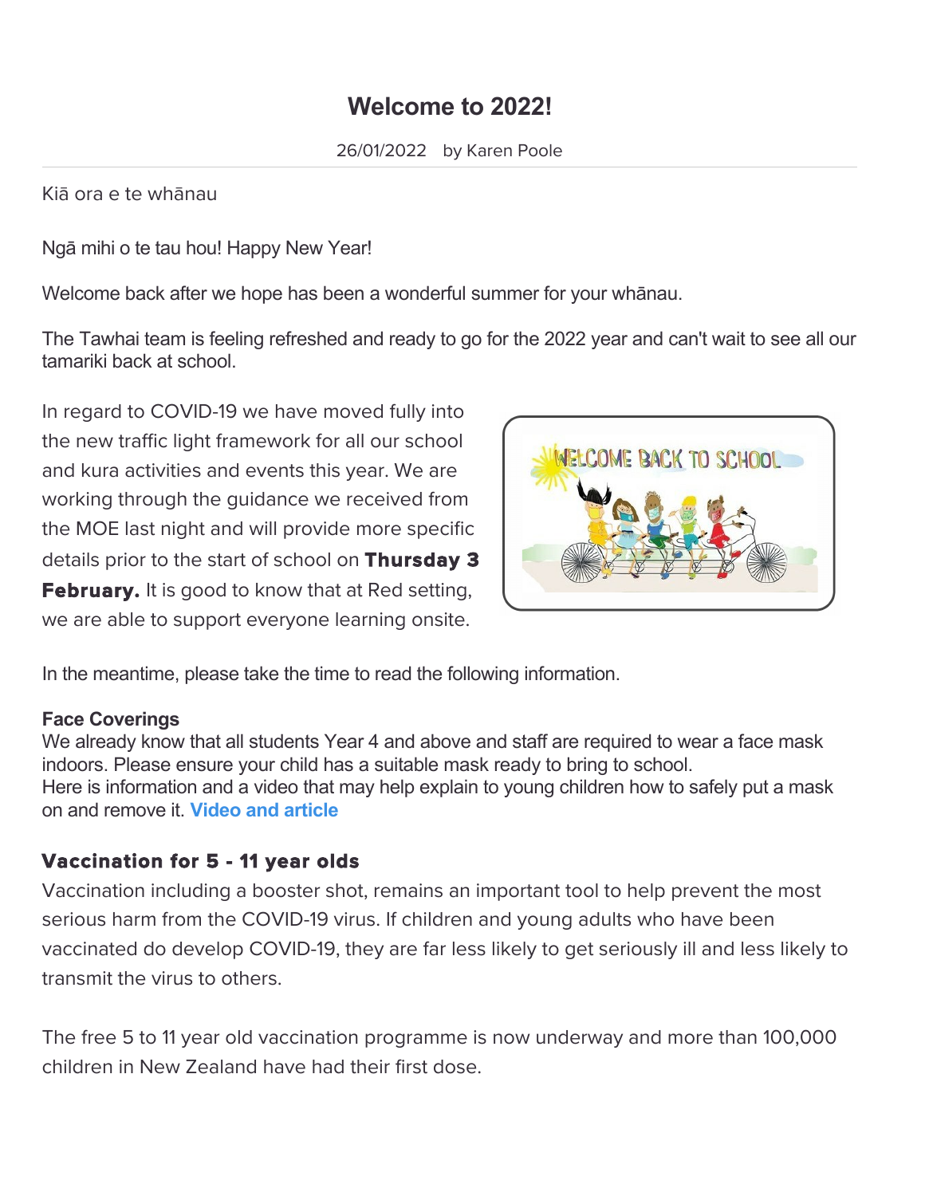# Welcome to 2022!

26/01/2022 by Karen Poole

Kiā ora e te whānau

Ngā mihi o te tau hou! Happy New Year!

Welcome back after we hope has been a wonderful summer for your whānau.

The Tawhai team is feeling refreshed and ready to go for the 2022 year and can't wait to see all our tamariki back at school.

In regard to COVID-19 we have moved fully into the new traffic light framework for all our school and kura activities and events this year. We are working through the guidance we received from the MOE last night and will provide more specific details prior to the start of school on **Thursday 3 February.** It is good to know that at Red setting, we are able to support everyone learning onsite.

In the meantime, please take the time to read the following information.

**Face Coverings**
We already know that all students Year 4 and above and staff are required to wear a face mask indoors. Please ensure your child has a suitable mask ready to bring to school.
Here is information and a video that may help explain to young children how to safely put a mask on and remove it. **Video and article**

### Vaccination for 5 - 11 year olds

Vaccination including a booster shot, remains an important tool to help prevent the most serious harm from the COVID-19 virus. If children and young adults who have been vaccinated do develop COVID-19, they are far less likely to get seriously ill and less likely to transmit the virus to others.

The free 5 to 11 year old vaccination programme is now underway and more than 100,000 children in New Zealand have had their first dose.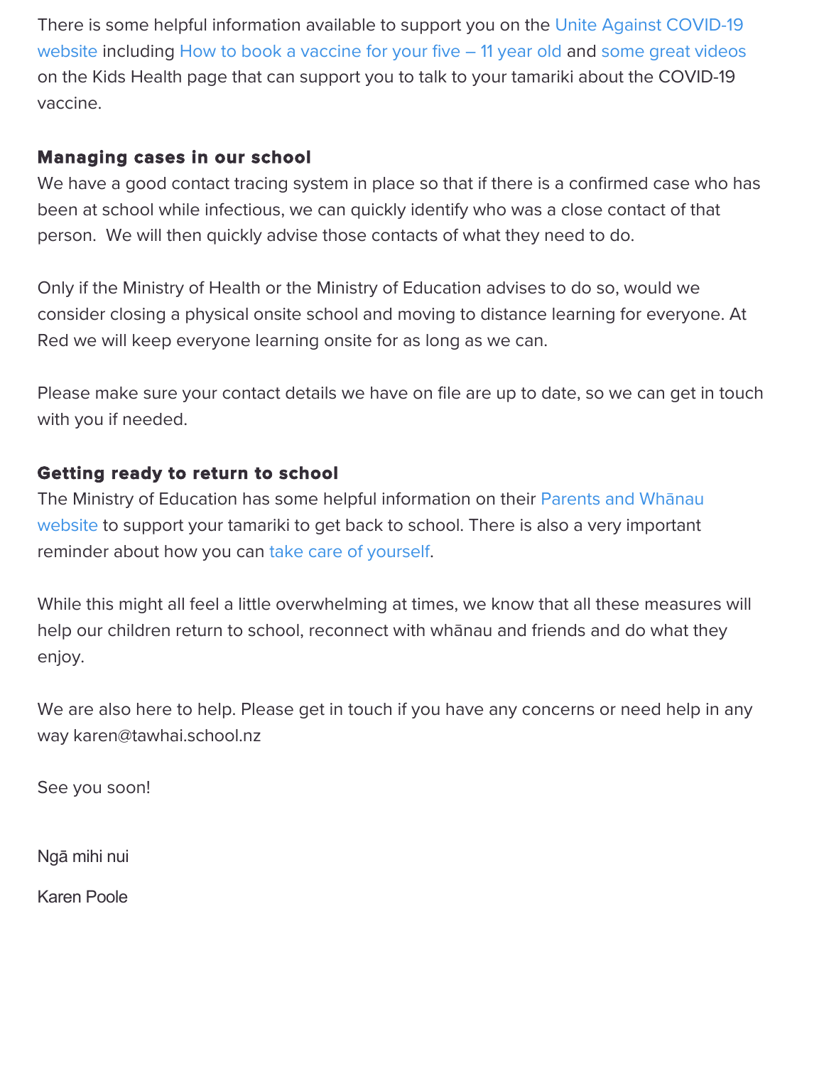There is some helpful information available to support you on the Unite Against COVID-19 website including How to book a vaccine for your five – 11 year old and some great videos on the Kids Health page that can support you to talk to your tamariki about the COVID-19 vaccine.

**Managing cases in our school**

We have a good contact tracing system in place so that if there is a confirmed case who has been at school while infectious, we can quickly identify who was a close contact of that person. We will then quickly advise those contacts of what they need to do.

Only if the Ministry of Health or the Ministry of Education advises to do so, would we consider closing a physical onsite school and moving to distance learning for everyone. At Red we will keep everyone learning onsite for as long as we can.

Please make sure your contact details we have on file are up to date, so we can get in touch with you if needed.

**Getting ready to return to school**

The Ministry of Education has some helpful information on their Parents and Whānau website to support your tamariki to get back to school. There is also a very important reminder about how you can take care of yourself.

While this might all feel a little overwhelming at times, we know that all these measures will help our children return to school, reconnect with whānau and friends and do what they enjoy.

We are also here to help. Please get in touch if you have any concerns or need help in any way karen@tawhai.school.nz

See you soon!

Ngā mihi nui

Karen Poole